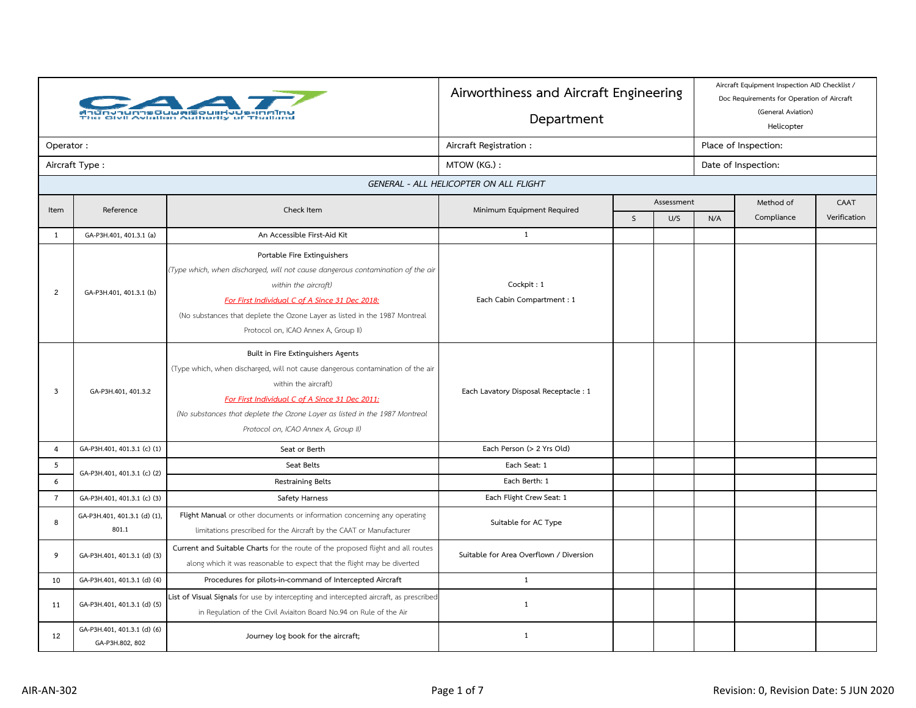| CAAT สำนักงานการบินพลเรือนแห่งประเทศไทย The Civil Aviation Authority of Thailand | Airworthiness and Aircraft Engineering Department | Aircraft Equipment Inspection AID Checklist / Doc Requirements for Operation of Aircraft (General Aviation) Helicopter |
|---|---|---|
| Operator : | Aircraft Registration : | Place of Inspection: |
| Aircraft Type : | MTOW (KG.) : | Date of Inspection: |

*GENERAL - ALL HELICOPTER ON ALL FLIGHT*

| Item | Reference | Check Item | Minimum Equipment Required | Assessment | | | Method of Compliance | CAAT Verification |
|---|---|---|---|---|---|---|---|---|
| | | | | S | U/S | N/A | | |
| 1 | GA-P3H.401, 401.3.1 (a) | An Accessible First-Aid Kit | 1 | | | | | |
| 2 | GA-P3H.401, 401.3.1 (b) | Portable Fire Extinguishers *(Type which, when discharged, will not cause dangerous contamination of the air within the aircraft)* *For First Individual C of A Since 31 Dec 2018:* (No substances that deplete the Ozone Layer as listed in the 1987 Montreal Protocol on, ICAO Annex A, Group II) | Cockpit : 1 Each Cabin Compartment : 1 | | | | | |
| 3 | GA-P3H.401, 401.3.2 | Built in Fire Extinguishers Agents (Type which, when discharged, will not cause dangerous contamination of the air within the aircraft) *For First Individual C of A Since 31 Dec 2011:* *(No substances that deplete the Ozone Layer as listed in the 1987 Montreal Protocol on, ICAO Annex A, Group II)* | Each Lavatory Disposal Receptacle : 1 | | | | | |
| 4 | GA-P3H.401, 401.3.1 (c) (1) | Seat or Berth | Each Person (> 2 Yrs Old) | | | | | |
| 5 | GA-P3H.401, 401.3.1 (c) (2) | Seat Belts | Each Seat: 1 | | | | | |
| 6 | | Restraining Belts | Each Berth: 1 | | | | | |
| 7 | GA-P3H.401, 401.3.1 (c) (3) | Safety Harness | Each Flight Crew Seat: 1 | | | | | |
| 8 | GA-P3H.401, 401.3.1 (d) (1), 801.1 | Flight Manual or other documents or information concerning any operating limitations prescribed for the Aircraft by the CAAT or Manufacturer | Suitable for AC Type | | | | | |
| 9 | GA-P3H.401, 401.3.1 (d) (3) | Current and Suitable Charts for the route of the proposed flight and all routes along which it was reasonable to expect that the flight may be diverted | Suitable for Area Overflown / Diversion | | | | | |
| 10 | GA-P3H.401, 401.3.1 (d) (4) | Procedures for pilots-in-command of Intercepted Aircraft | 1 | | | | | |
| 11 | GA-P3H.401, 401.3.1 (d) (5) | List of Visual Signals for use by intercepting and intercepted aircraft, as prescribed in Regulation of the Civil Aviaiton Board No.94 on Rule of the Air | 1 | | | | | |
| 12 | GA-P3H.401, 401.3.1 (d) (6) GA-P3H.802, 802 | Journey log book for the aircraft; | 1 | | | | | |

AIR-AN-302 | Revision: 0, Revision Date: 5 JUN 2020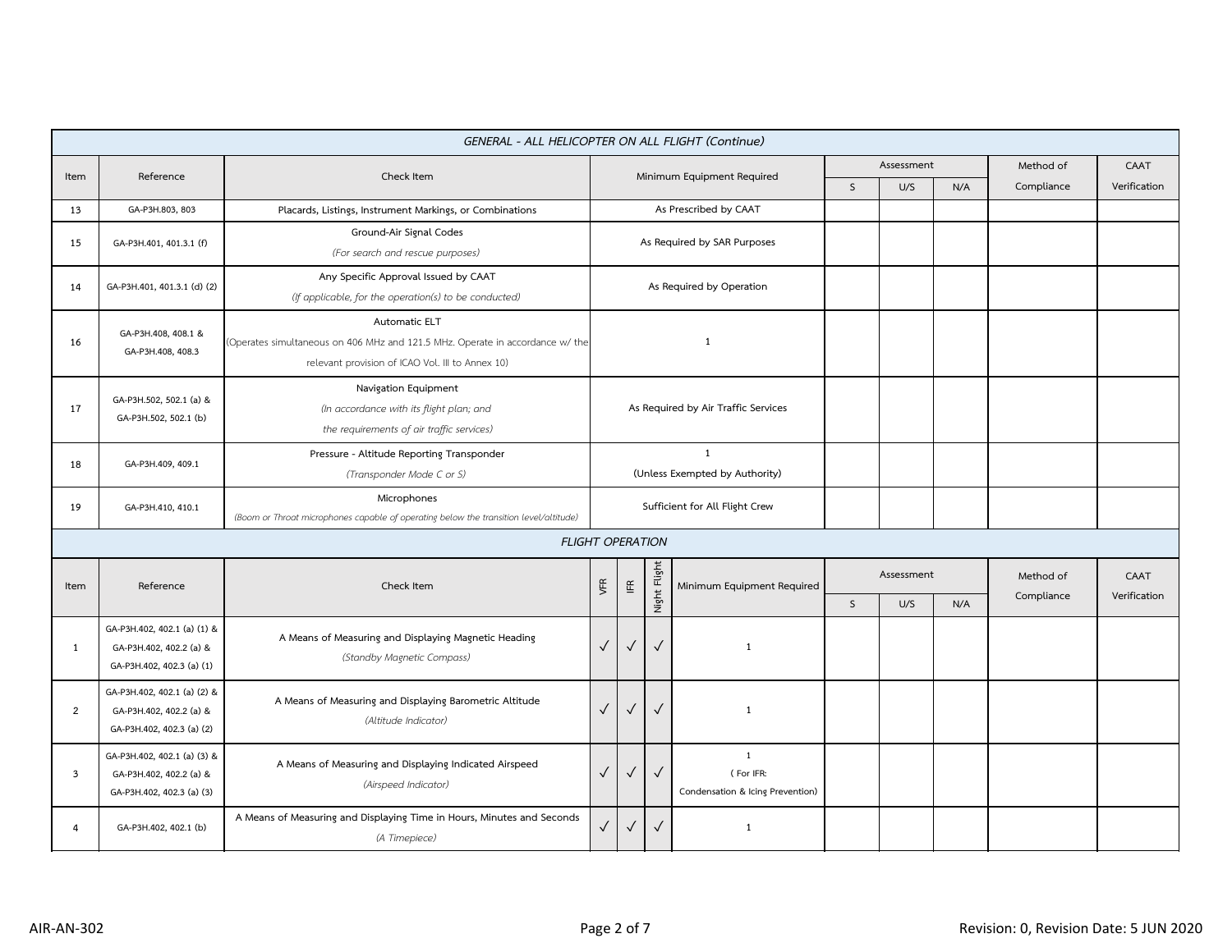| GENERAL - ALL HELICOPTER ON ALL FLIGHT (Continue) | | | | | | | | |
|---|---|---|---|---|---|---|---|---|
| Item | Reference | Check Item | Minimum Equipment Required | Assessment | | | Method of Compliance | CAAT Verification |
| | | | | S | U/S | N/A | | |
| 13 | GA-P3H.803, 803 | Placards, Listings, Instrument Markings, or Combinations | As Prescribed by CAAT | | | | | |
| 15 | GA-P3H.401, 401.3.1 (f) | Ground-Air Signal Codes *(For search and rescue purposes)* | As Required by SAR Purposes | | | | | |
| 14 | GA-P3H.401, 401.3.1 (d) (2) | Any Specific Approval Issued by CAAT *(If applicable, for the operation(s) to be conducted)* | As Required by Operation | | | | | |
| 16 | GA-P3H.408, 408.1 & GA-P3H.408, 408.3 | Automatic ELT (Operates simultaneous on 406 MHz and 121.5 MHz. Operate in accordance w/ the relevant provision of ICAO Vol. III to Annex 10) | 1 | | | | | |
| 17 | GA-P3H.502, 502.1 (a) & GA-P3H.502, 502.1 (b) | Navigation Equipment *(In accordance with its flight plan; and the requirements of air traffic services)* | As Required by Air Traffic Services | | | | | |
| 18 | GA-P3H.409, 409.1 | Pressure - Altitude Reporting Transponder *(Transponder Mode C or S)* | 1 (Unless Exempted by Authority) | | | | | |
| 19 | GA-P3H.410, 410.1 | Microphones *(Boom or Throat microphones capable of operating below the transition level/altitude)* | Sufficient for All Flight Crew | | | | | |

| FLIGHT OPERATION | | | | | | | | | | | |
|---|---|---|---|---|---|---|---|---|---|---|---|
| Item | Reference | Check Item | VFR | IFR | Night Flight | Minimum Equipment Required | Assessment | | | Method of Compliance | CAAT Verification |
| | | | | | | | S | U/S | N/A | | |
| 1 | GA-P3H.402, 402.1 (a) (1) & GA-P3H.402, 402.2 (a) & GA-P3H.402, 402.3 (a) (1) | A Means of Measuring and Displaying Magnetic Heading *(Standby Magnetic Compass)* | ✓ | ✓ | ✓ | 1 | | | | | |
| 2 | GA-P3H.402, 402.1 (a) (2) & GA-P3H.402, 402.2 (a) & GA-P3H.402, 402.3 (a) (2) | A Means of Measuring and Displaying Barometric Altitude *(Altitude Indicator)* | ✓ | ✓ | ✓ | 1 | | | | | |
| 3 | GA-P3H.402, 402.1 (a) (3) & GA-P3H.402, 402.2 (a) & GA-P3H.402, 402.3 (a) (3) | A Means of Measuring and Displaying Indicated Airspeed *(Airspeed Indicator)* | ✓ | ✓ | ✓ | 1 ( For IFR: Condensation & Icing Prevention) | | | | | |
| 4 | GA-P3H.402, 402.1 (b) | A Means of Measuring and Displaying Time in Hours, Minutes and Seconds *(A Timepiece)* | ✓ | ✓ | ✓ | 1 | | | | | |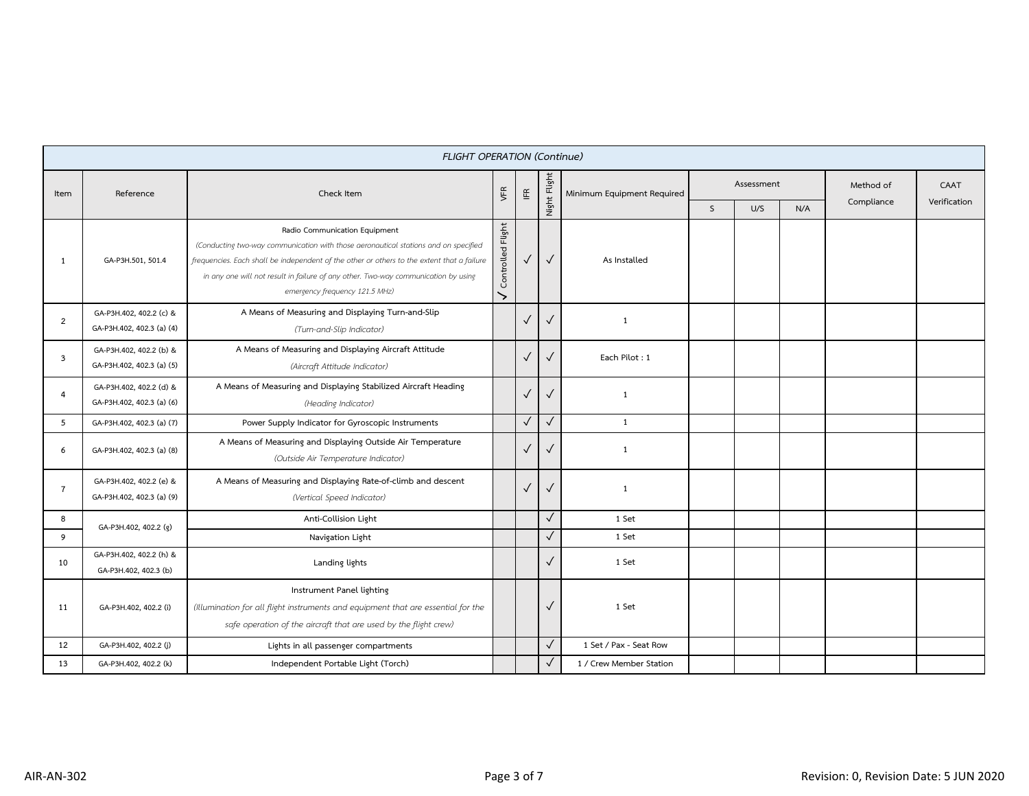| FLIGHT OPERATION (Continue) | | | | | | | | | | | |
|---|---|---|---|---|---|---|---|---|---|---|---|
| Item | Reference | Check Item | VFR | IFR | Night Flight | Minimum Equipment Required | Assessment | | | Method of Compliance | CAAT Verification |
| | | | | | | | S | U/S | N/A | | |
| 1 | GA-P3H.501, 501.4 | Radio Communication Equipment *(Conducting two-way communication with those aeronautical stations and on specified frequencies. Each shall be independent of the other or others to the extent that a failure in any one will not result in failure of any other. Two-way communication by using emergency frequency 121.5 MHz)* | ✓ Controlled Flight | ✓ | ✓ | As Installed | | | | | |
| 2 | GA-P3H.402, 402.2 (c) & GA-P3H.402, 402.3 (a) (4) | A Means of Measuring and Displaying Turn-and-Slip *(Turn-and-Slip Indicator)* | | ✓ | ✓ | 1 | | | | | |
| 3 | GA-P3H.402, 402.2 (b) & GA-P3H.402, 402.3 (a) (5) | A Means of Measuring and Displaying Aircraft Attitude *(Aircraft Attitude Indicator)* | | ✓ | ✓ | Each Pilot : 1 | | | | | |
| 4 | GA-P3H.402, 402.2 (d) & GA-P3H.402, 402.3 (a) (6) | A Means of Measuring and Displaying Stabilized Aircraft Heading *(Heading Indicator)* | | ✓ | ✓ | 1 | | | | | |
| 5 | GA-P3H.402, 402.3 (a) (7) | Power Supply Indicator for Gyroscopic Instruments | | ✓ | ✓ | 1 | | | | | |
| 6 | GA-P3H.402, 402.3 (a) (8) | A Means of Measuring and Displaying Outside Air Temperature *(Outside Air Temperature Indicator)* | | ✓ | ✓ | 1 | | | | | |
| 7 | GA-P3H.402, 402.2 (e) & GA-P3H.402, 402.3 (a) (9) | A Means of Measuring and Displaying Rate-of-climb and descent *(Vertical Speed Indicator)* | | ✓ | ✓ | 1 | | | | | |
| 8 | GA-P3H.402, 402.2 (g) | Anti-Collision Light | | | ✓ | 1 Set | | | | | |
| 9 | | Navigation Light | | | ✓ | 1 Set | | | | | |
| 10 | GA-P3H.402, 402.2 (h) & GA-P3H.402, 402.3 (b) | Landing lights | | | ✓ | 1 Set | | | | | |
| 11 | GA-P3H.402, 402.2 (i) | Instrument Panel lighting *(Illumination for all flight instruments and equipment that are essential for the safe operation of the aircraft that are used by the flight crew)* | | | ✓ | 1 Set | | | | | |
| 12 | GA-P3H.402, 402.2 (j) | Lights in all passenger compartments | | | ✓ | 1 Set / Pax - Seat Row | | | | | |
| 13 | GA-P3H.402, 402.2 (k) | Independent Portable Light (Torch) | | | ✓ | 1 / Crew Member Station | | | | | |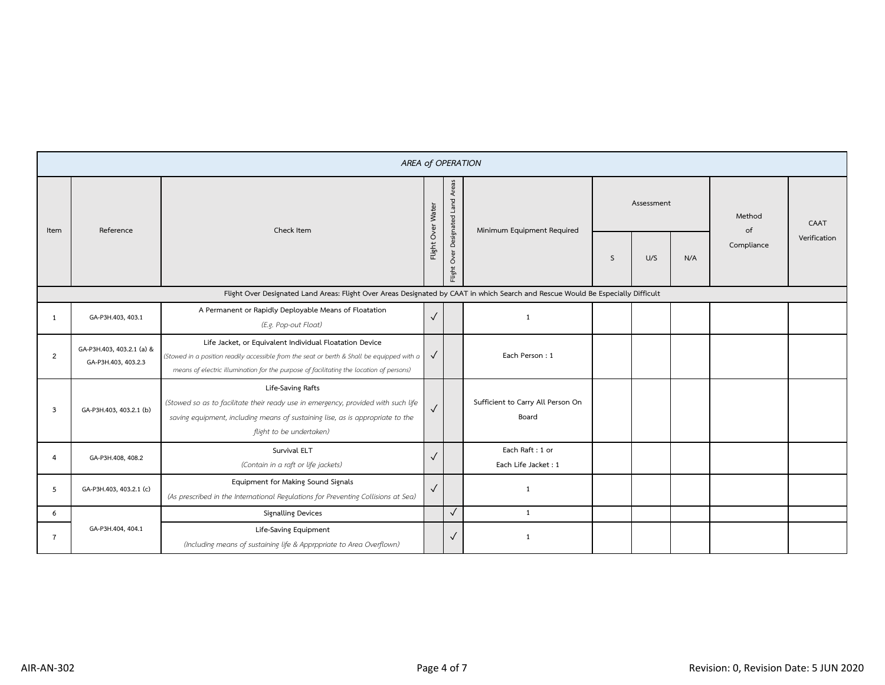| AREA of OPERATION | | | | | | | | | | |
|---|---|---|---|---|---|---|---|---|---|---|
| Item | Reference | Check Item | Flight Over Water | Flight Over Designated Land Areas | Minimum Equipment Required | Assessment | | | Method of Compliance | CAAT Verification |
| | | | | | | S | U/S | N/A | | |
| Flight Over Designated Land Areas: Flight Over Areas Designated by CAAT in which Search and Rescue Would Be Especially Difficult | | | | | | | | | | |
| 1 | GA-P3H.403, 403.1 | A Permanent or Rapidly Deployable Means of Floatation *(E.g. Pop-out Float)* | ✓ | | 1 | | | | | |
| 2 | GA-P3H.403, 403.2.1 (a) & GA-P3H.403, 403.2.3 | Life Jacket, or Equivalent Individual Floatation Device *(Stowed in a position readily accessible from the seat or berth & Shall be equipped with a means of electric illumination for the purpose of facilitating the location of persons)* | ✓ | | Each Person : 1 | | | | | |
| 3 | GA-P3H.403, 403.2.1 (b) | Life-Saving Rafts *(Stowed so as to facilitate their ready use in emergency, provided with such life saving equipment, including means of sustaining lise, as is appropriate to the flight to be undertaken)* | ✓ | | Sufficient to Carry All Person On Board | | | | | |
| 4 | GA-P3H.408, 408.2 | Survival ELT *(Contain in a raft or life jackets)* | ✓ | | Each Raft : 1 or Each Life Jacket : 1 | | | | | |
| 5 | GA-P3H.403, 403.2.1 (c) | Equipment for Making Sound Signals *(As prescribed in the International Regulations for Preventing Collisions at Sea)* | ✓ | | 1 | | | | | |
| 6 | GA-P3H.404, 404.1 | Signalling Devices | | ✓ | 1 | | | | | |
| 7 | | Life-Saving Equipment *(Including means of sustaining life & Apprppriate to Area Overflown)* | | ✓ | 1 | | | | | |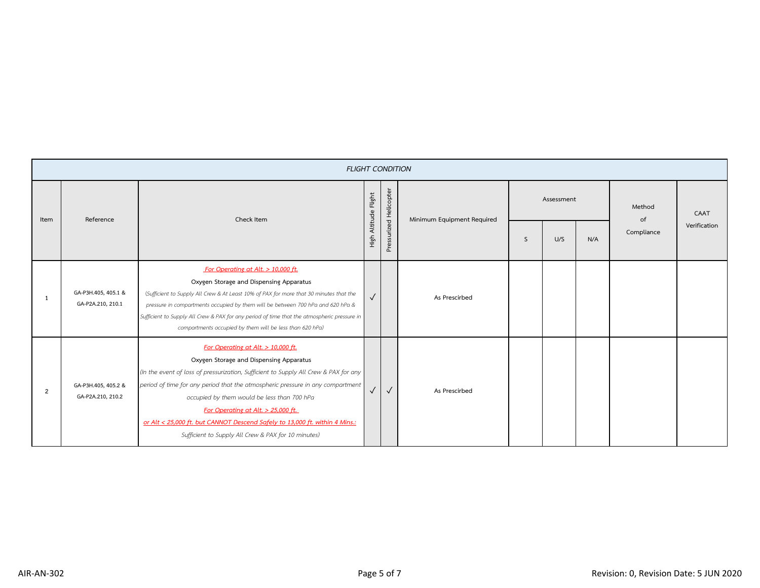| *FLIGHT CONDITION* | | | | | | | | | | |
|---|---|---|---|---|---|---|---|---|---|---|
| Item | Reference | Check Item | High Altitude Flight | Pressurized Helicopter | Minimum Equipment Required | Assessment | | | Method of Compliance | CAAT Verification |
| | | | | | | S | U/S | N/A | | |
| 1 | GA-P3H.405, 405.1 & GA-P2A.210, 210.1 | *For Operating at Alt. > 10,000 ft.*<br>Oxygen Storage and Dispensing Apparatus<br>*(Sufficient to Supply All Crew & At Least 10% of PAX for more that 30 minutes that the pressure in compartments occupied by them will be between 700 hPa and 620 hPa & Sufficient to Supply All Crew & PAX for any period of time that the atmospheric pressure in compartments occupied by them will be less than 620 hPa)* | √ | | As Prescribed | | | | | |
| 2 | GA-P3H.405, 405.2 & GA-P2A.210, 210.2 | *For Operating at Alt. > 10,000 ft.*<br>Oxygen Storage and Dispensing Apparatus<br>*(In the event of loss of pressurization, Sufficient to Supply All Crew & PAX for any period of time for any period that the atmospheric pressure in any compartment occupied by them would be less than 700 hPa*<br>*For Operating at Alt. > 25,000 ft.*<br>*or Alt < 25,000 ft. but CANNOT Descend Safely to 13,000 ft. within 4 Mins.:*<br>*Sufficient to Supply All Crew & PAX for 10 minutes)* | √ | √ | As Prescribed | | | | | |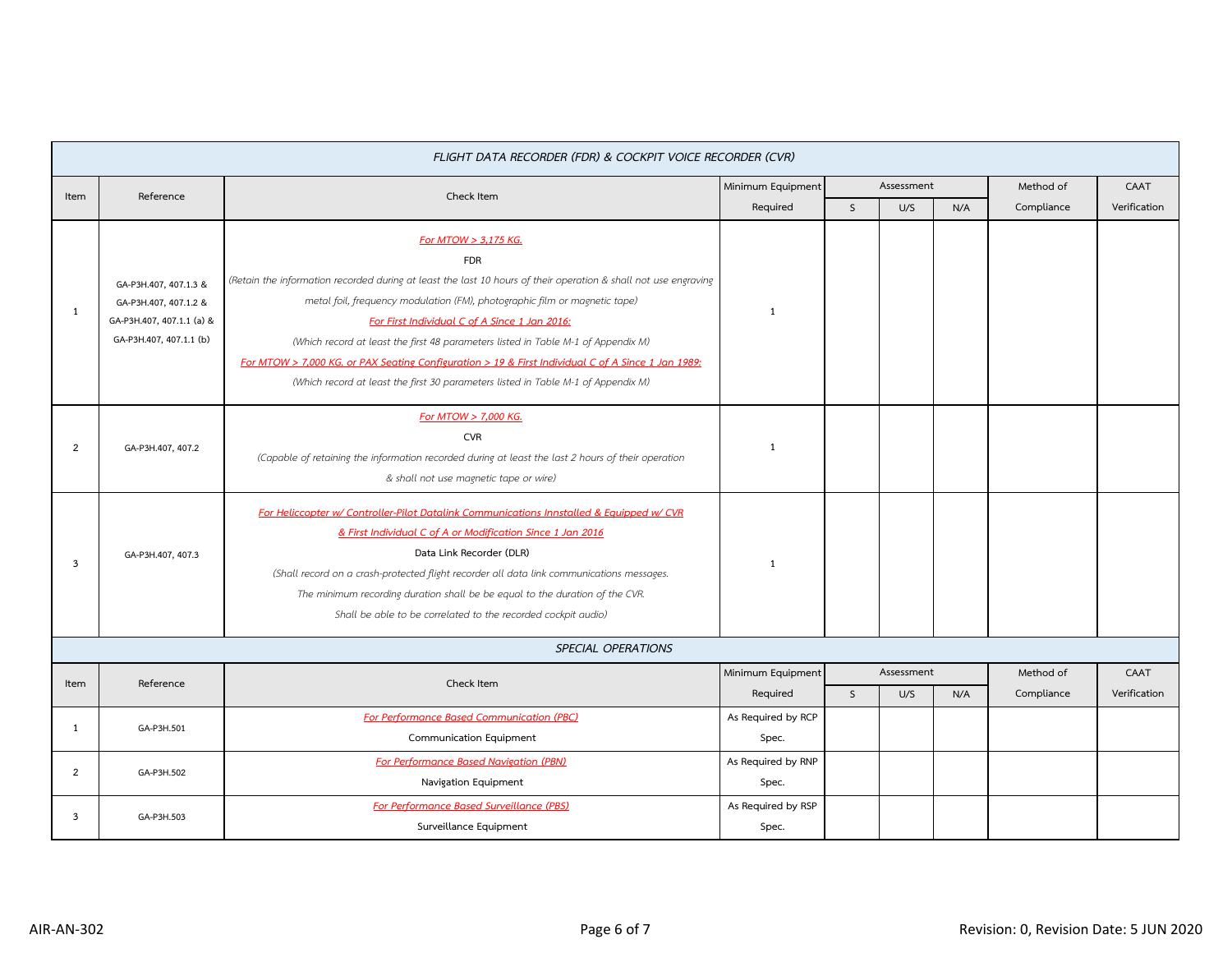## FLIGHT DATA RECORDER (FDR) & COCKPIT VOICE RECORDER (CVR)

| Item | Reference | Check Item | Minimum Equipment Required | Assessment | | | Method of Compliance | CAAT Verification |
|---|---|---|---|---|---|---|---|---|
| | | | | S | U/S | N/A | | |
| 1 | GA-P3H.407, 407.1.3 & GA-P3H.407, 407.1.2 & GA-P3H.407, 407.1.1 (a) & GA-P3H.407, 407.1.1 (b) | *For MTOW > 3,175 KG.*<br>FDR<br>*(Retain the information recorded during at least the last 10 hours of their operation & shall not use engraving metal foil, frequency modulation (FM), photographic film or magnetic tape)*<br>*For First Individual C of A Since 1 Jan 2016:*<br>*(Which record at least the first 48 parameters listed in Table M-1 of Appendix M)*<br>*For MTOW > 7,000 KG. or PAX Seating Configuration > 19 & First Individual C of A Since 1 Jan 1989:*<br>*(Which record at least the first 30 parameters listed in Table M-1 of Appendix M)* | 1 | | | | | |
| 2 | GA-P3H.407, 407.2 | *For MTOW > 7,000 KG.*<br>CVR<br>*(Capable of retaining the information recorded during at least the last 2 hours of their operation & shall not use magnetic tape or wire)* | 1 | | | | | |
| 3 | GA-P3H.407, 407.3 | *For Heliccopter w/ Controller-Pilot Datalink Communications Innstalled & Equipped w/ CVR & First Individual C of A or Modification Since 1 Jan 2016*<br>Data Link Recorder (DLR)<br>*(Shall record on a crash-protected flight recorder all data link communications messages. The minimum recording duration shall be be equal to the duration of the CVR. Shall be able to be correlated to the recorded cockpit audio)* | 1 | | | | | |

## SPECIAL OPERATIONS

| Item | Reference | Check Item | Minimum Equipment Required | Assessment | | | Method of Compliance | CAAT Verification |
|---|---|---|---|---|---|---|---|---|
| | | | | S | U/S | N/A | | |
| 1 | GA-P3H.501 | *For Performance Based Communication (PBC)*<br>Communication Equipment | As Required by RCP Spec. | | | | | |
| 2 | GA-P3H.502 | *For Performance Based Navigation (PBN)*<br>Navigation Equipment | As Required by RNP Spec. | | | | | |
| 3 | GA-P3H.503 | *For Performance Based Surveillance (PBS)*<br>Surveillance Equipment | As Required by RSP Spec. | | | | | |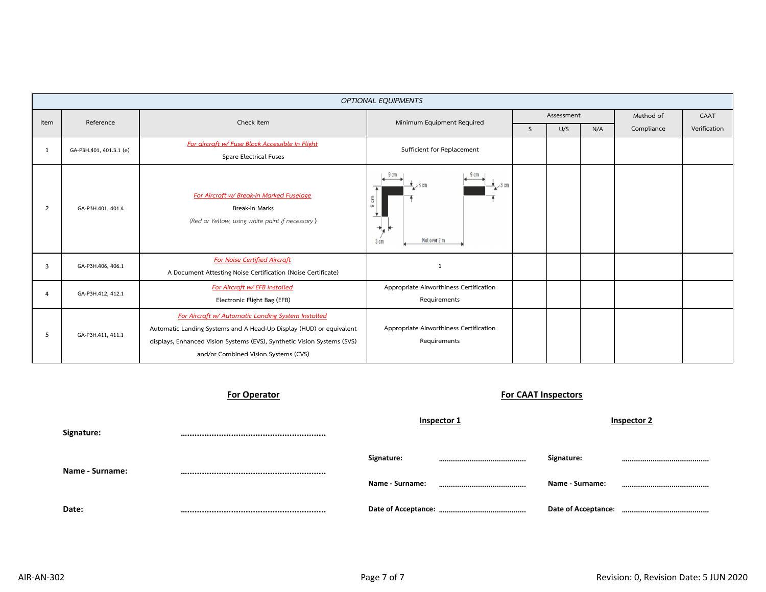| OPTIONAL EQUIPMENTS | | | | | | | | |
|---|---|---|---|---|---|---|---|---|
| Item | Reference | Check Item | Minimum Equipment Required | Assessment | | | Method of Compliance | CAAT Verification |
| | | | | S | U/S | N/A | | |
| 1 | GA-P3H.401, 401.3.1 (e) | *For aircraft w/ Fuse Block Accessible In Flight* Spare Electrical Fuses | Sufficient for Replacement | | | | | |
| 2 | GA-P3H.401, 401.4 | *For Aircraft w/ Break-in Marked Fuselage* Break-In Marks *(Red or Yellow, using white paint if necessary)* | 9 cm, 3 cm, 9 cm, 3 cm, Not over 2 m, 9 cm, 3 cm | | | | | |
| 3 | GA-P3H.406, 406.1 | *For Noise Certified Aircraft* A Document Attesting Noise Certification (Noise Certificate) | 1 | | | | | |
| 4 | GA-P3H.412, 412.1 | *For Aircraft w/ EFB Installed* Electronic Flight Bag (EFB) | Appropriate Airworthiness Certification Requirements | | | | | |
| 5 | GA-P3H.411, 411.1 | *For Aircraft w/ Automatic Landing System Installed* Automatic Landing Systems and A Head-Up Display (HUD) or equivalent displays, Enhanced Vision Systems (EVS), Synthetic Vision Systems (SVS) and/or Combined Vision Systems (CVS) | Appropriate Airworthiness Certification Requirements | | | | | |

**For Operator**

**Signature:** ............................................................

**Name - Surname:** ............................................................

**Date:** ............................................................

**For CAAT Inspectors**

**Inspector 1**

**Signature:** ..........................................

**Name - Surname:** ..........................................

**Date of Acceptance:** ..........................................

**Inspector 2**

**Signature:** ..........................................

**Name - Surname:** ..........................................

**Date of Acceptance:** ..........................................